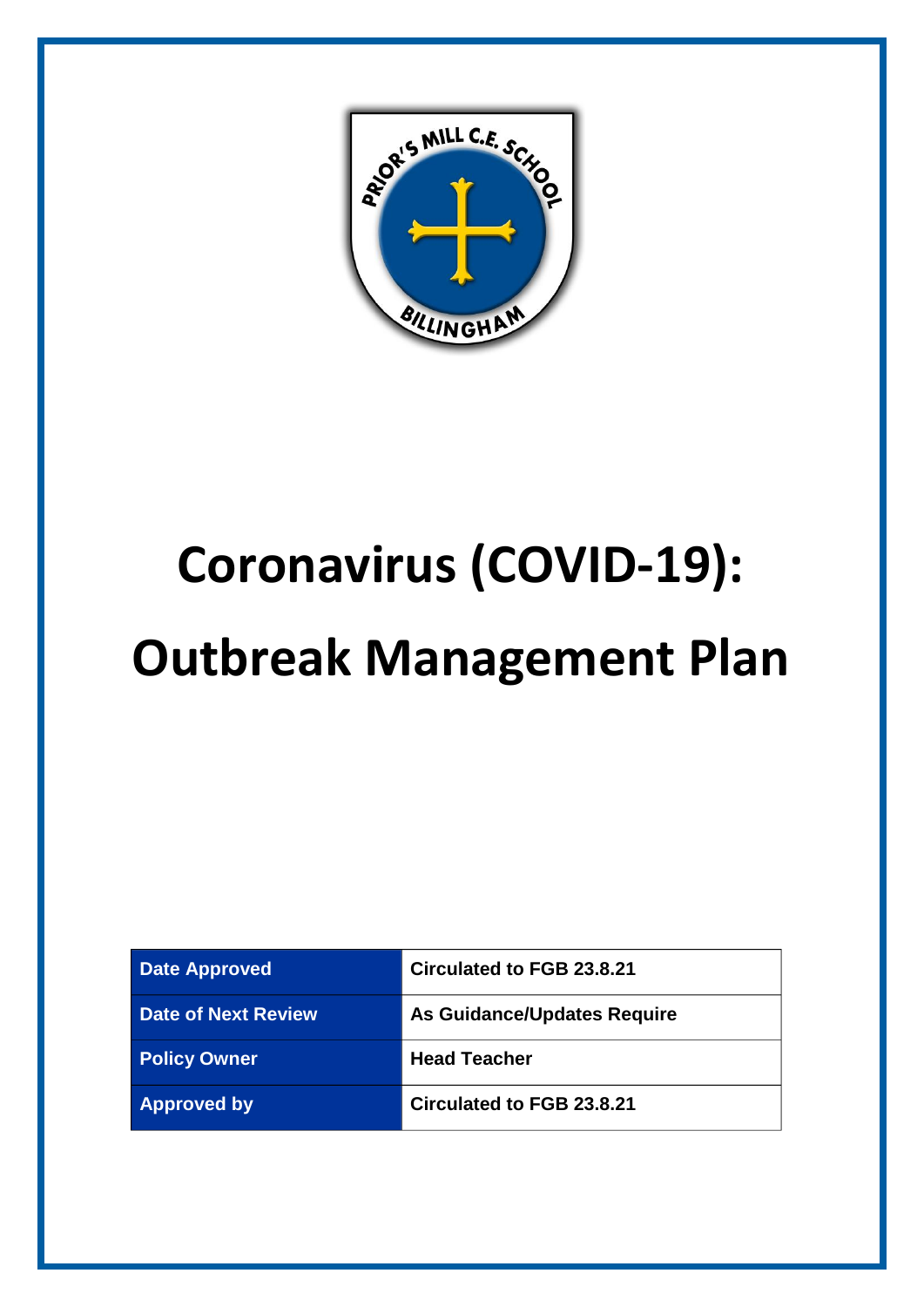# Coronavirus (COVID-19): Outbreak Management Plan

| Date Approved | Circulated to FGB 23.8.21 |
|---|---|
| Date of Next Review | As Guidance/Updates Require |
| Policy Owner | Head Teacher |
| Approved by | Circulated to FGB 23.8.21 |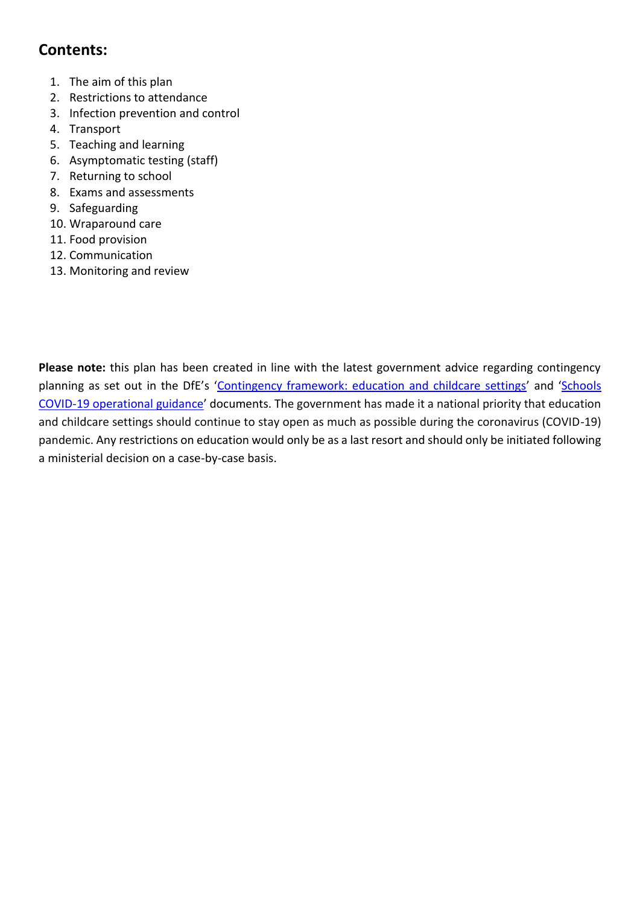## Contents:

1. The aim of this plan
2. Restrictions to attendance
3. Infection prevention and control
4. Transport
5. Teaching and learning
6. Asymptomatic testing (staff)
7. Returning to school
8. Exams and assessments
9. Safeguarding
10. Wraparound care
11. Food provision
12. Communication
13. Monitoring and review

**Please note:** this plan has been created in line with the latest government advice regarding contingency planning as set out in the DfE's 'Contingency framework: education and childcare settings' and 'Schools COVID-19 operational guidance' documents. The government has made it a national priority that education and childcare settings should continue to stay open as much as possible during the coronavirus (COVID-19) pandemic. Any restrictions on education would only be as a last resort and should only be initiated following a ministerial decision on a case-by-case basis.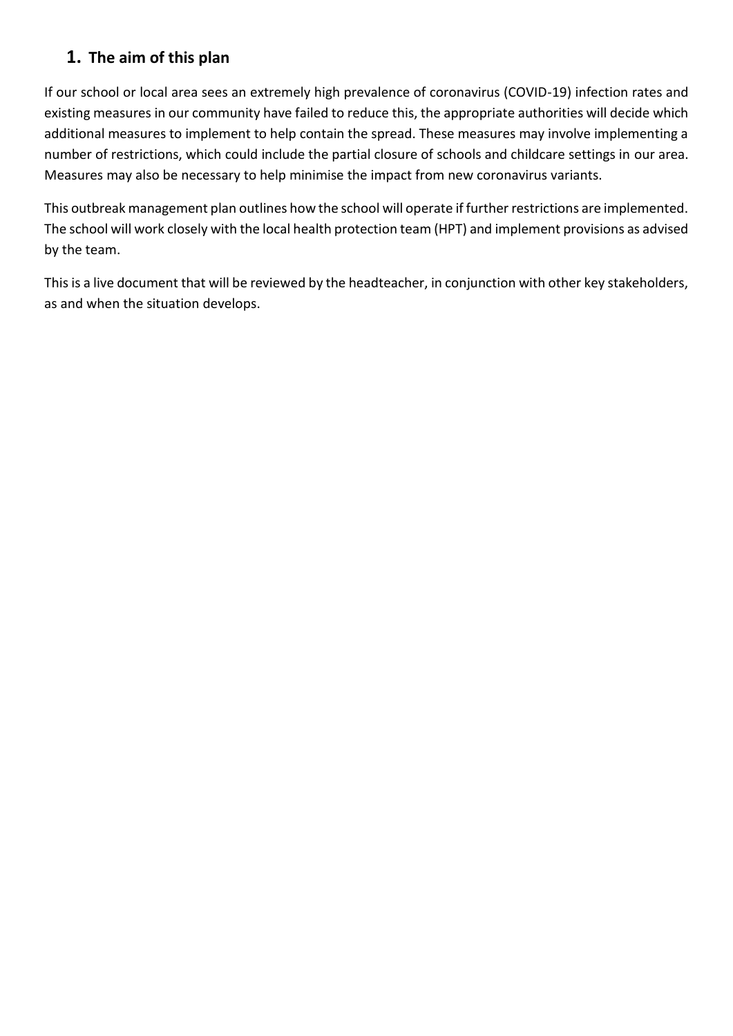## 1. The aim of this plan

If our school or local area sees an extremely high prevalence of coronavirus (COVID-19) infection rates and existing measures in our community have failed to reduce this, the appropriate authorities will decide which additional measures to implement to help contain the spread. These measures may involve implementing a number of restrictions, which could include the partial closure of schools and childcare settings in our area. Measures may also be necessary to help minimise the impact from new coronavirus variants.

This outbreak management plan outlines how the school will operate if further restrictions are implemented. The school will work closely with the local health protection team (HPT) and implement provisions as advised by the team.

This is a live document that will be reviewed by the headteacher, in conjunction with other key stakeholders, as and when the situation develops.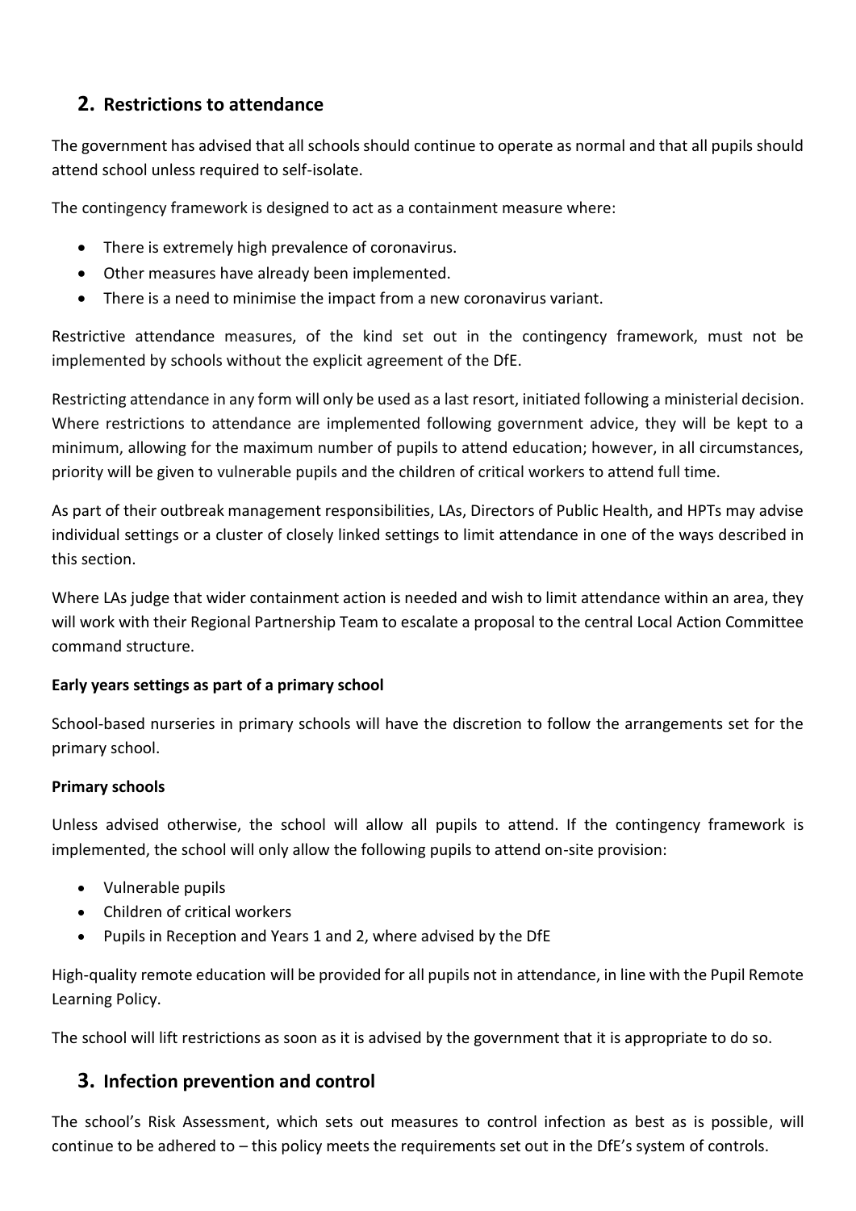## 2. Restrictions to attendance

The government has advised that all schools should continue to operate as normal and that all pupils should attend school unless required to self-isolate.

The contingency framework is designed to act as a containment measure where:

- There is extremely high prevalence of coronavirus.
- Other measures have already been implemented.
- There is a need to minimise the impact from a new coronavirus variant.

Restrictive attendance measures, of the kind set out in the contingency framework, must not be implemented by schools without the explicit agreement of the DfE.

Restricting attendance in any form will only be used as a last resort, initiated following a ministerial decision. Where restrictions to attendance are implemented following government advice, they will be kept to a minimum, allowing for the maximum number of pupils to attend education; however, in all circumstances, priority will be given to vulnerable pupils and the children of critical workers to attend full time.

As part of their outbreak management responsibilities, LAs, Directors of Public Health, and HPTs may advise individual settings or a cluster of closely linked settings to limit attendance in one of the ways described in this section.

Where LAs judge that wider containment action is needed and wish to limit attendance within an area, they will work with their Regional Partnership Team to escalate a proposal to the central Local Action Committee command structure.

**Early years settings as part of a primary school**

School-based nurseries in primary schools will have the discretion to follow the arrangements set for the primary school.

**Primary schools**

Unless advised otherwise, the school will allow all pupils to attend. If the contingency framework is implemented, the school will only allow the following pupils to attend on-site provision:

- Vulnerable pupils
- Children of critical workers
- Pupils in Reception and Years 1 and 2, where advised by the DfE

High-quality remote education will be provided for all pupils not in attendance, in line with the Pupil Remote Learning Policy.

The school will lift restrictions as soon as it is advised by the government that it is appropriate to do so.

## 3. Infection prevention and control

The school's Risk Assessment, which sets out measures to control infection as best as is possible, will continue to be adhered to – this policy meets the requirements set out in the DfE's system of controls.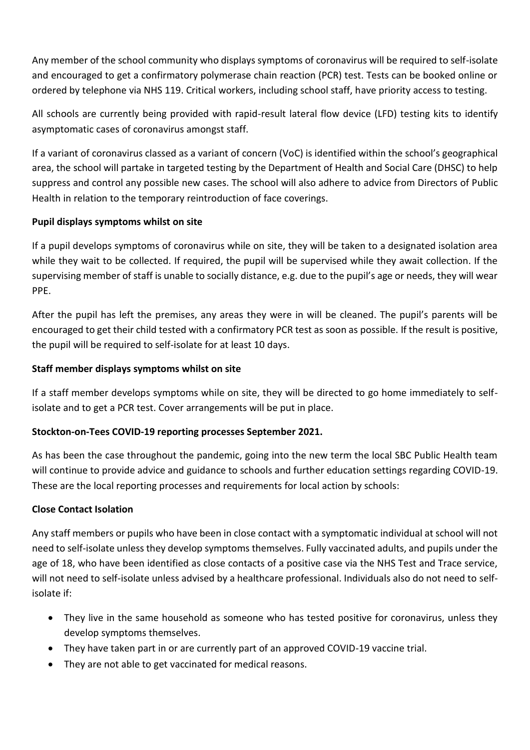Any member of the school community who displays symptoms of coronavirus will be required to self-isolate and encouraged to get a confirmatory polymerase chain reaction (PCR) test. Tests can be booked online or ordered by telephone via NHS 119. Critical workers, including school staff, have priority access to testing.

All schools are currently being provided with rapid-result lateral flow device (LFD) testing kits to identify asymptomatic cases of coronavirus amongst staff.

If a variant of coronavirus classed as a variant of concern (VoC) is identified within the school's geographical area, the school will partake in targeted testing by the Department of Health and Social Care (DHSC) to help suppress and control any possible new cases. The school will also adhere to advice from Directors of Public Health in relation to the temporary reintroduction of face coverings.

**Pupil displays symptoms whilst on site**

If a pupil develops symptoms of coronavirus while on site, they will be taken to a designated isolation area while they wait to be collected. If required, the pupil will be supervised while they await collection. If the supervising member of staff is unable to socially distance, e.g. due to the pupil's age or needs, they will wear PPE.

After the pupil has left the premises, any areas they were in will be cleaned. The pupil's parents will be encouraged to get their child tested with a confirmatory PCR test as soon as possible. If the result is positive, the pupil will be required to self-isolate for at least 10 days.

**Staff member displays symptoms whilst on site**

If a staff member develops symptoms while on site, they will be directed to go home immediately to self-isolate and to get a PCR test. Cover arrangements will be put in place.

**Stockton-on-Tees COVID-19 reporting processes September 2021.**

As has been the case throughout the pandemic, going into the new term the local SBC Public Health team will continue to provide advice and guidance to schools and further education settings regarding COVID-19. These are the local reporting processes and requirements for local action by schools:

**Close Contact Isolation**

Any staff members or pupils who have been in close contact with a symptomatic individual at school will not need to self-isolate unless they develop symptoms themselves. Fully vaccinated adults, and pupils under the age of 18, who have been identified as close contacts of a positive case via the NHS Test and Trace service, will not need to self-isolate unless advised by a healthcare professional. Individuals also do not need to self-isolate if:

- They live in the same household as someone who has tested positive for coronavirus, unless they develop symptoms themselves.
- They have taken part in or are currently part of an approved COVID-19 vaccine trial.
- They are not able to get vaccinated for medical reasons.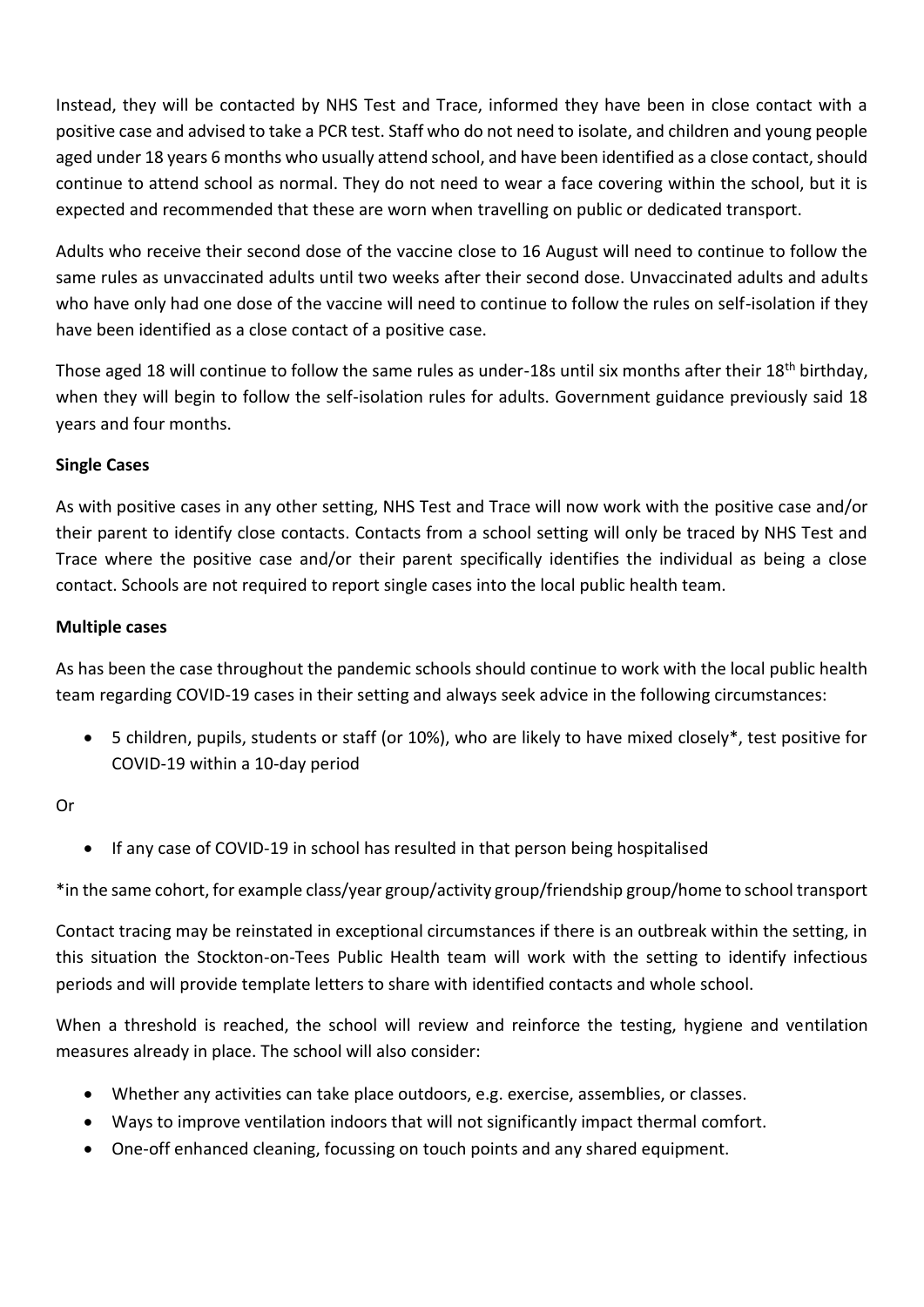Instead, they will be contacted by NHS Test and Trace, informed they have been in close contact with a positive case and advised to take a PCR test. Staff who do not need to isolate, and children and young people aged under 18 years 6 months who usually attend school, and have been identified as a close contact, should continue to attend school as normal. They do not need to wear a face covering within the school, but it is expected and recommended that these are worn when travelling on public or dedicated transport.

Adults who receive their second dose of the vaccine close to 16 August will need to continue to follow the same rules as unvaccinated adults until two weeks after their second dose. Unvaccinated adults and adults who have only had one dose of the vaccine will need to continue to follow the rules on self-isolation if they have been identified as a close contact of a positive case.

Those aged 18 will continue to follow the same rules as under-18s until six months after their 18th birthday, when they will begin to follow the self-isolation rules for adults. Government guidance previously said 18 years and four months.

**Single Cases**

As with positive cases in any other setting, NHS Test and Trace will now work with the positive case and/or their parent to identify close contacts. Contacts from a school setting will only be traced by NHS Test and Trace where the positive case and/or their parent specifically identifies the individual as being a close contact. Schools are not required to report single cases into the local public health team.

**Multiple cases**

As has been the case throughout the pandemic schools should continue to work with the local public health team regarding COVID-19 cases in their setting and always seek advice in the following circumstances:

- 5 children, pupils, students or staff (or 10%), who are likely to have mixed closely*, test positive for COVID-19 within a 10-day period

Or

- If any case of COVID-19 in school has resulted in that person being hospitalised

*in the same cohort, for example class/year group/activity group/friendship group/home to school transport

Contact tracing may be reinstated in exceptional circumstances if there is an outbreak within the setting, in this situation the Stockton-on-Tees Public Health team will work with the setting to identify infectious periods and will provide template letters to share with identified contacts and whole school.

When a threshold is reached, the school will review and reinforce the testing, hygiene and ventilation measures already in place. The school will also consider:

- Whether any activities can take place outdoors, e.g. exercise, assemblies, or classes.
- Ways to improve ventilation indoors that will not significantly impact thermal comfort.
- One-off enhanced cleaning, focussing on touch points and any shared equipment.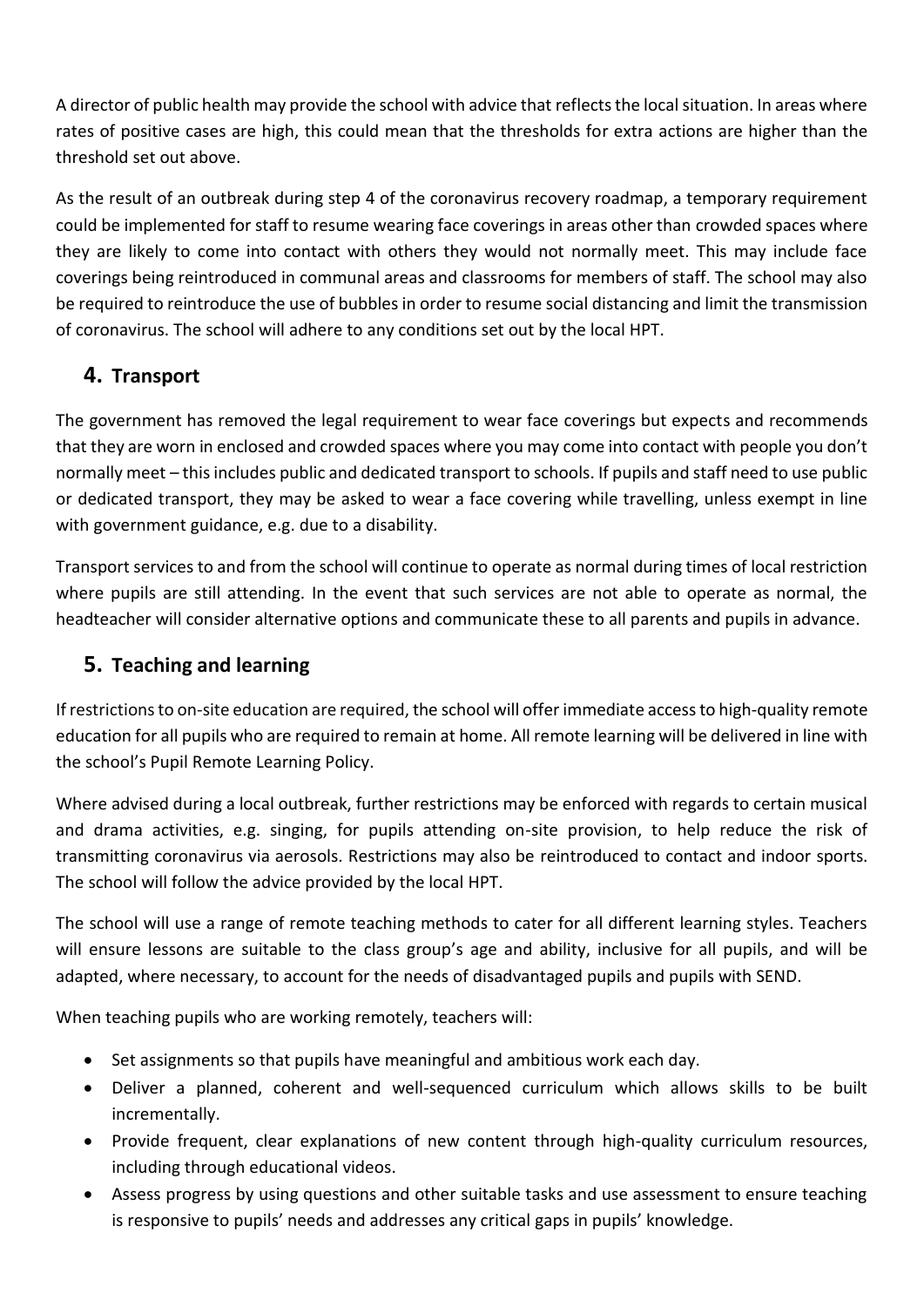A director of public health may provide the school with advice that reflects the local situation. In areas where rates of positive cases are high, this could mean that the thresholds for extra actions are higher than the threshold set out above.

As the result of an outbreak during step 4 of the coronavirus recovery roadmap, a temporary requirement could be implemented for staff to resume wearing face coverings in areas other than crowded spaces where they are likely to come into contact with others they would not normally meet. This may include face coverings being reintroduced in communal areas and classrooms for members of staff. The school may also be required to reintroduce the use of bubbles in order to resume social distancing and limit the transmission of coronavirus. The school will adhere to any conditions set out by the local HPT.

## 4. Transport

The government has removed the legal requirement to wear face coverings but expects and recommends that they are worn in enclosed and crowded spaces where you may come into contact with people you don't normally meet – this includes public and dedicated transport to schools. If pupils and staff need to use public or dedicated transport, they may be asked to wear a face covering while travelling, unless exempt in line with government guidance, e.g. due to a disability.

Transport services to and from the school will continue to operate as normal during times of local restriction where pupils are still attending. In the event that such services are not able to operate as normal, the headteacher will consider alternative options and communicate these to all parents and pupils in advance.

## 5. Teaching and learning

If restrictions to on-site education are required, the school will offer immediate access to high-quality remote education for all pupils who are required to remain at home. All remote learning will be delivered in line with the school's Pupil Remote Learning Policy.

Where advised during a local outbreak, further restrictions may be enforced with regards to certain musical and drama activities, e.g. singing, for pupils attending on-site provision, to help reduce the risk of transmitting coronavirus via aerosols. Restrictions may also be reintroduced to contact and indoor sports. The school will follow the advice provided by the local HPT.

The school will use a range of remote teaching methods to cater for all different learning styles. Teachers will ensure lessons are suitable to the class group's age and ability, inclusive for all pupils, and will be adapted, where necessary, to account for the needs of disadvantaged pupils and pupils with SEND.

When teaching pupils who are working remotely, teachers will:

- Set assignments so that pupils have meaningful and ambitious work each day.
- Deliver a planned, coherent and well-sequenced curriculum which allows skills to be built incrementally.
- Provide frequent, clear explanations of new content through high-quality curriculum resources, including through educational videos.
- Assess progress by using questions and other suitable tasks and use assessment to ensure teaching is responsive to pupils' needs and addresses any critical gaps in pupils' knowledge.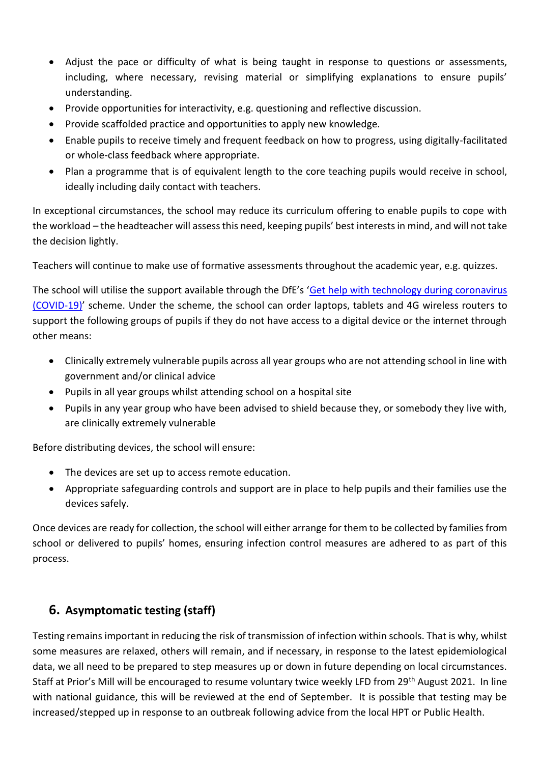- Adjust the pace or difficulty of what is being taught in response to questions or assessments, including, where necessary, revising material or simplifying explanations to ensure pupils' understanding.
- Provide opportunities for interactivity, e.g. questioning and reflective discussion.
- Provide scaffolded practice and opportunities to apply new knowledge.
- Enable pupils to receive timely and frequent feedback on how to progress, using digitally-facilitated or whole-class feedback where appropriate.
- Plan a programme that is of equivalent length to the core teaching pupils would receive in school, ideally including daily contact with teachers.

In exceptional circumstances, the school may reduce its curriculum offering to enable pupils to cope with the workload – the headteacher will assess this need, keeping pupils' best interests in mind, and will not take the decision lightly.

Teachers will continue to make use of formative assessments throughout the academic year, e.g. quizzes.

The school will utilise the support available through the DfE's 'Get help with technology during coronavirus (COVID-19)' scheme. Under the scheme, the school can order laptops, tablets and 4G wireless routers to support the following groups of pupils if they do not have access to a digital device or the internet through other means:

- Clinically extremely vulnerable pupils across all year groups who are not attending school in line with government and/or clinical advice
- Pupils in all year groups whilst attending school on a hospital site
- Pupils in any year group who have been advised to shield because they, or somebody they live with, are clinically extremely vulnerable

Before distributing devices, the school will ensure:

- The devices are set up to access remote education.
- Appropriate safeguarding controls and support are in place to help pupils and their families use the devices safely.

Once devices are ready for collection, the school will either arrange for them to be collected by families from school or delivered to pupils' homes, ensuring infection control measures are adhered to as part of this process.

## 6. Asymptomatic testing (staff)

Testing remains important in reducing the risk of transmission of infection within schools. That is why, whilst some measures are relaxed, others will remain, and if necessary, in response to the latest epidemiological data, we all need to be prepared to step measures up or down in future depending on local circumstances. Staff at Prior's Mill will be encouraged to resume voluntary twice weekly LFD from 29th August 2021. In line with national guidance, this will be reviewed at the end of September. It is possible that testing may be increased/stepped up in response to an outbreak following advice from the local HPT or Public Health.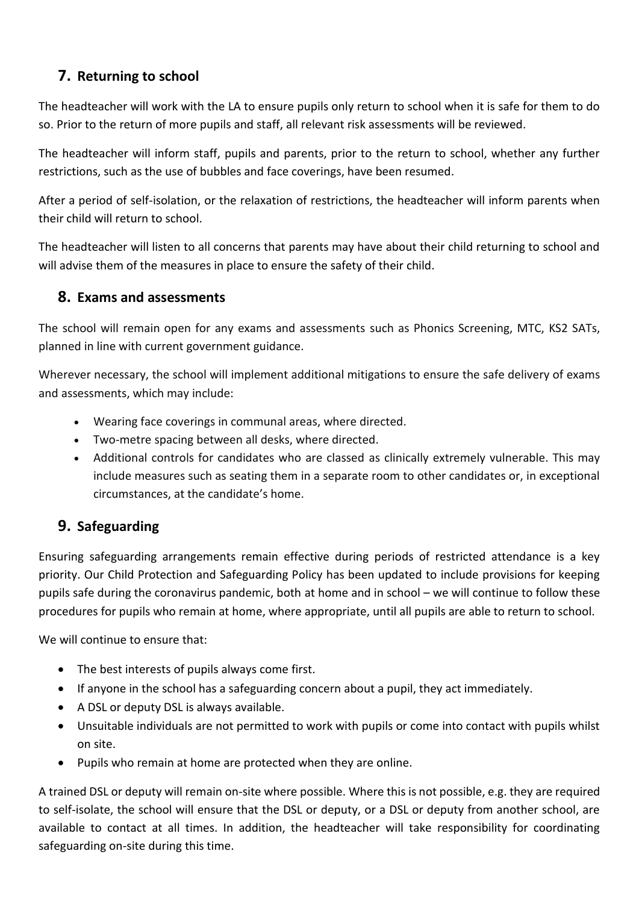## 7. Returning to school

The headteacher will work with the LA to ensure pupils only return to school when it is safe for them to do so. Prior to the return of more pupils and staff, all relevant risk assessments will be reviewed.

The headteacher will inform staff, pupils and parents, prior to the return to school, whether any further restrictions, such as the use of bubbles and face coverings, have been resumed.

After a period of self-isolation, or the relaxation of restrictions, the headteacher will inform parents when their child will return to school.

The headteacher will listen to all concerns that parents may have about their child returning to school and will advise them of the measures in place to ensure the safety of their child.

## 8. Exams and assessments

The school will remain open for any exams and assessments such as Phonics Screening, MTC, KS2 SATs, planned in line with current government guidance.

Wherever necessary, the school will implement additional mitigations to ensure the safe delivery of exams and assessments, which may include:

- Wearing face coverings in communal areas, where directed.
- Two-metre spacing between all desks, where directed.
- Additional controls for candidates who are classed as clinically extremely vulnerable. This may include measures such as seating them in a separate room to other candidates or, in exceptional circumstances, at the candidate's home.

## 9. Safeguarding

Ensuring safeguarding arrangements remain effective during periods of restricted attendance is a key priority. Our Child Protection and Safeguarding Policy has been updated to include provisions for keeping pupils safe during the coronavirus pandemic, both at home and in school – we will continue to follow these procedures for pupils who remain at home, where appropriate, until all pupils are able to return to school.

We will continue to ensure that:

- The best interests of pupils always come first.
- If anyone in the school has a safeguarding concern about a pupil, they act immediately.
- A DSL or deputy DSL is always available.
- Unsuitable individuals are not permitted to work with pupils or come into contact with pupils whilst on site.
- Pupils who remain at home are protected when they are online.

A trained DSL or deputy will remain on-site where possible. Where this is not possible, e.g. they are required to self-isolate, the school will ensure that the DSL or deputy, or a DSL or deputy from another school, are available to contact at all times. In addition, the headteacher will take responsibility for coordinating safeguarding on-site during this time.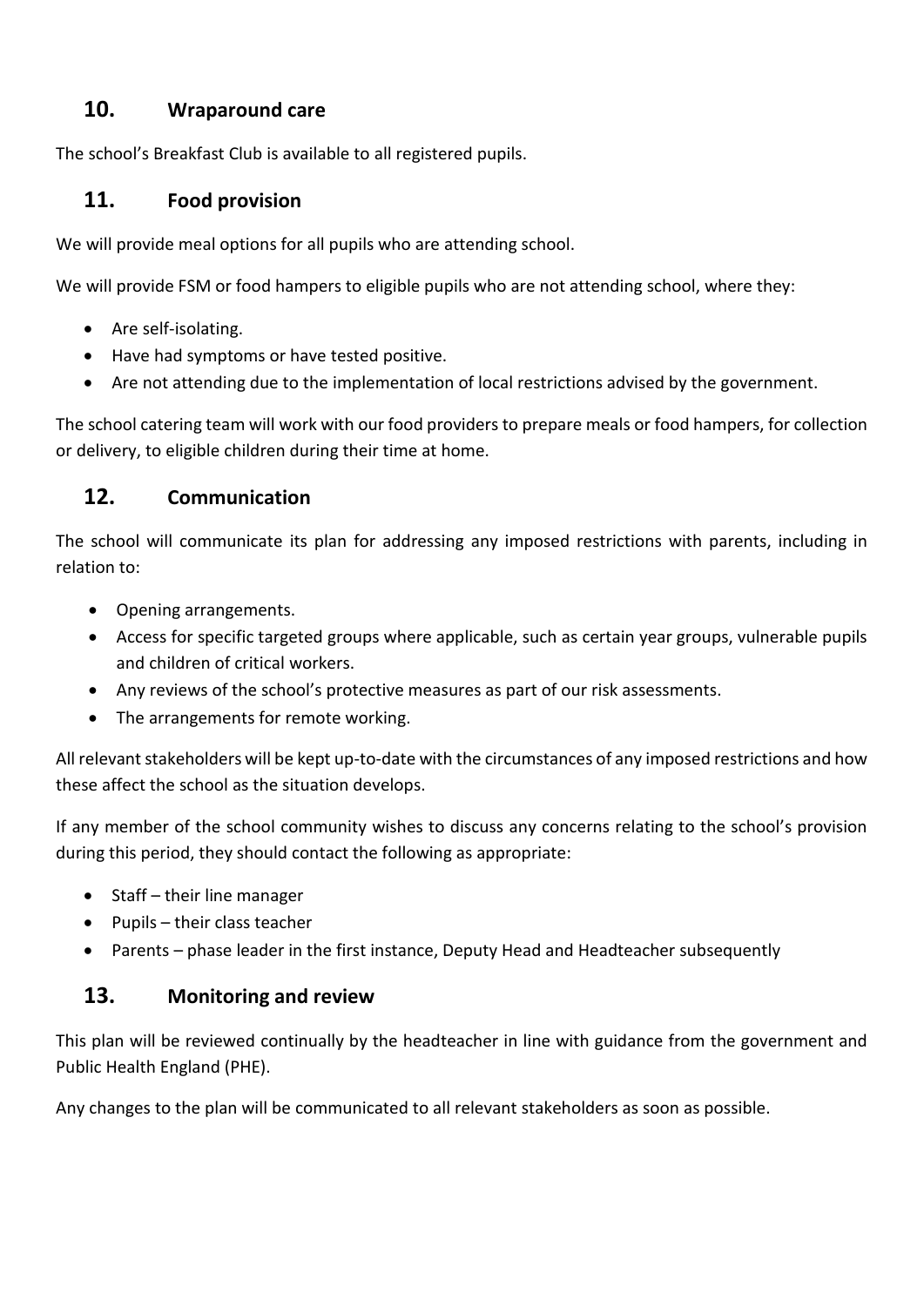## 10. Wraparound care

The school's Breakfast Club is available to all registered pupils.

## 11. Food provision

We will provide meal options for all pupils who are attending school.

We will provide FSM or food hampers to eligible pupils who are not attending school, where they:

- Are self-isolating.
- Have had symptoms or have tested positive.
- Are not attending due to the implementation of local restrictions advised by the government.

The school catering team will work with our food providers to prepare meals or food hampers, for collection or delivery, to eligible children during their time at home.

## 12. Communication

The school will communicate its plan for addressing any imposed restrictions with parents, including in relation to:

- Opening arrangements.
- Access for specific targeted groups where applicable, such as certain year groups, vulnerable pupils and children of critical workers.
- Any reviews of the school's protective measures as part of our risk assessments.
- The arrangements for remote working.

All relevant stakeholders will be kept up-to-date with the circumstances of any imposed restrictions and how these affect the school as the situation develops.

If any member of the school community wishes to discuss any concerns relating to the school's provision during this period, they should contact the following as appropriate:

- Staff – their line manager
- Pupils – their class teacher
- Parents – phase leader in the first instance, Deputy Head and Headteacher subsequently

## 13. Monitoring and review

This plan will be reviewed continually by the headteacher in line with guidance from the government and Public Health England (PHE).

Any changes to the plan will be communicated to all relevant stakeholders as soon as possible.